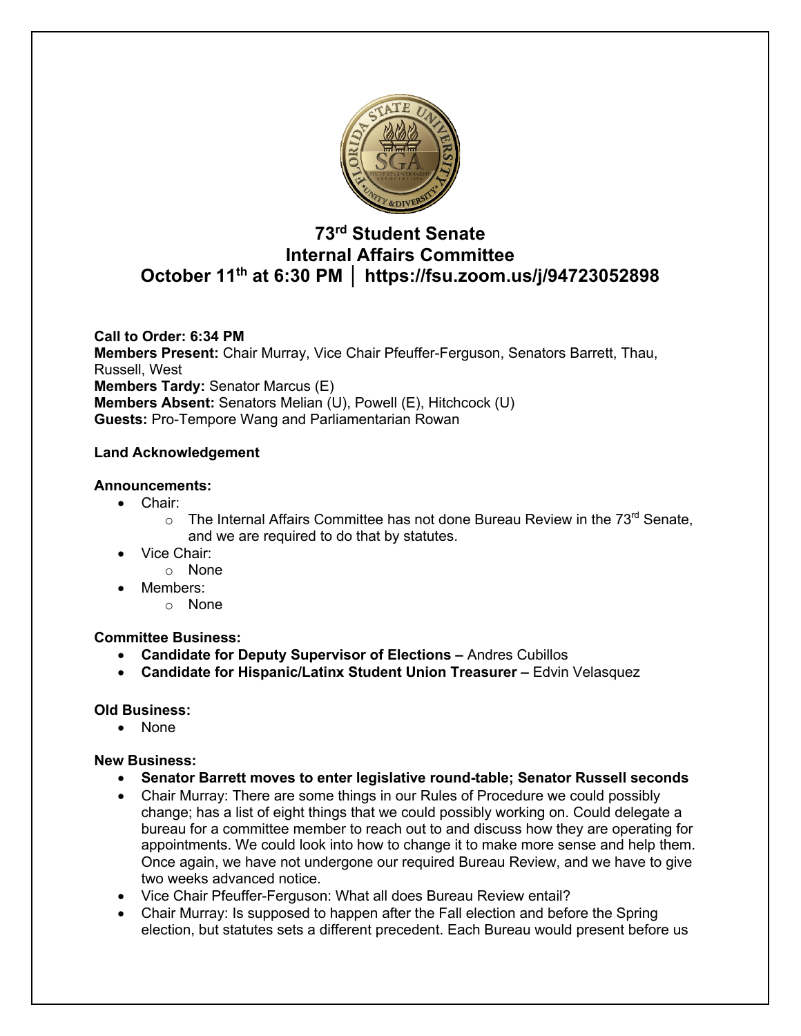# 73rd Student Senate
# Internal Affairs Committee
# October 11th at 6:30 PM │ https://fsu.zoom.us/j/94723052898

**Call to Order: 6:34 PM**
**Members Present:** Chair Murray, Vice Chair Pfeuffer-Ferguson, Senators Barrett, Thau, Russell, West
**Members Tardy:** Senator Marcus (E)
**Members Absent:** Senators Melian (U), Powell (E), Hitchcock (U)
**Guests:** Pro-Tempore Wang and Parliamentarian Rowan

**Land Acknowledgement**

**Announcements:**

- Chair:
  - The Internal Affairs Committee has not done Bureau Review in the 73rd Senate, and we are required to do that by statutes.
- Vice Chair:
  - None
- Members:
  - None

**Committee Business:**

- **Candidate for Deputy Supervisor of Elections –** Andres Cubillos
- **Candidate for Hispanic/Latinx Student Union Treasurer –** Edvin Velasquez

**Old Business:**

- None

**New Business:**

- **Senator Barrett moves to enter legislative round-table; Senator Russell seconds**
- Chair Murray: There are some things in our Rules of Procedure we could possibly change; has a list of eight things that we could possibly working on. Could delegate a bureau for a committee member to reach out to and discuss how they are operating for appointments. We could look into how to change it to make more sense and help them. Once again, we have not undergone our required Bureau Review, and we have to give two weeks advanced notice.
- Vice Chair Pfeuffer-Ferguson: What all does Bureau Review entail?
- Chair Murray: Is supposed to happen after the Fall election and before the Spring election, but statutes sets a different precedent. Each Bureau would present before us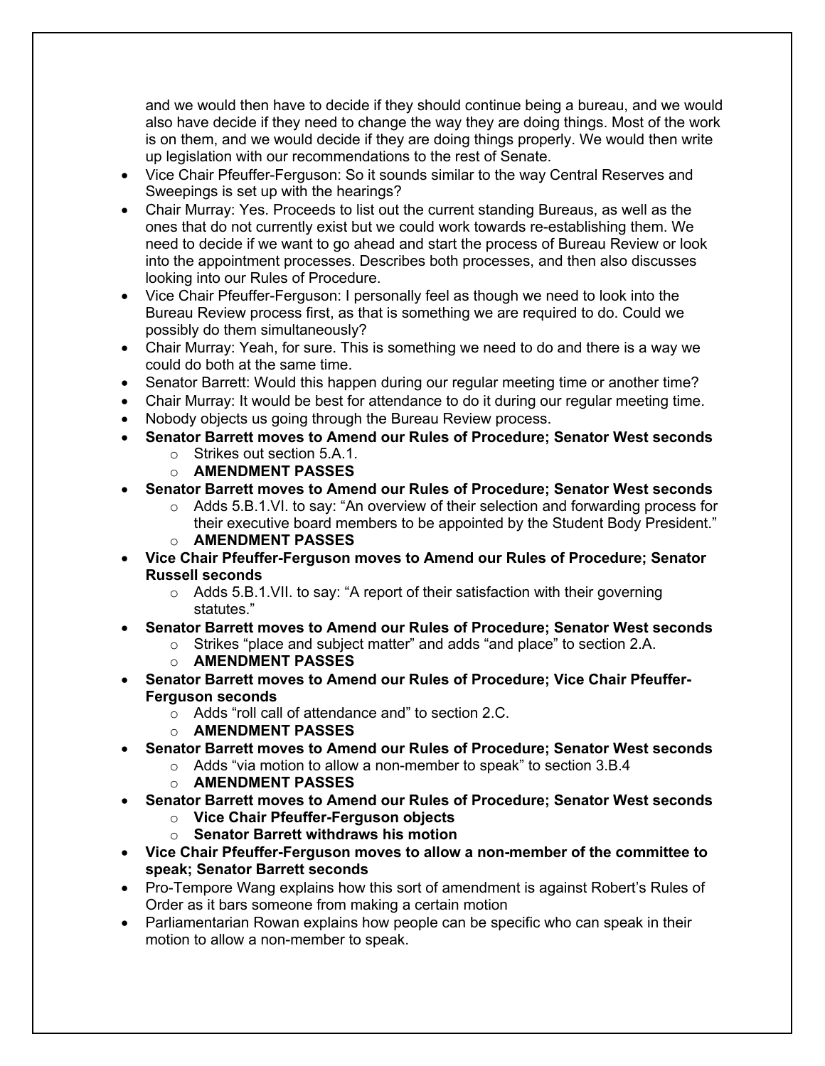and we would then have to decide if they should continue being a bureau, and we would also have decide if they need to change the way they are doing things. Most of the work is on them, and we would decide if they are doing things properly. We would then write up legislation with our recommendations to the rest of Senate.

- Vice Chair Pfeuffer-Ferguson: So it sounds similar to the way Central Reserves and Sweepings is set up with the hearings?
- Chair Murray: Yes. Proceeds to list out the current standing Bureaus, as well as the ones that do not currently exist but we could work towards re-establishing them. We need to decide if we want to go ahead and start the process of Bureau Review or look into the appointment processes. Describes both processes, and then also discusses looking into our Rules of Procedure.
- Vice Chair Pfeuffer-Ferguson: I personally feel as though we need to look into the Bureau Review process first, as that is something we are required to do. Could we possibly do them simultaneously?
- Chair Murray: Yeah, for sure. This is something we need to do and there is a way we could do both at the same time.
- Senator Barrett: Would this happen during our regular meeting time or another time?
- Chair Murray: It would be best for attendance to do it during our regular meeting time.
- Nobody objects us going through the Bureau Review process.
- **Senator Barrett moves to Amend our Rules of Procedure; Senator West seconds**
    - Strikes out section 5.A.1.
    - **AMENDMENT PASSES**
- **Senator Barrett moves to Amend our Rules of Procedure; Senator West seconds**
    - Adds 5.B.1.VI. to say: "An overview of their selection and forwarding process for their executive board members to be appointed by the Student Body President."
    - **AMENDMENT PASSES**
- **Vice Chair Pfeuffer-Ferguson moves to Amend our Rules of Procedure; Senator Russell seconds**
    - Adds 5.B.1.VII. to say: "A report of their satisfaction with their governing statutes."
- **Senator Barrett moves to Amend our Rules of Procedure; Senator West seconds**
    - Strikes "place and subject matter" and adds "and place" to section 2.A.
    - **AMENDMENT PASSES**
- **Senator Barrett moves to Amend our Rules of Procedure; Vice Chair Pfeuffer-Ferguson seconds**
    - Adds "roll call of attendance and" to section 2.C.
    - **AMENDMENT PASSES**
- **Senator Barrett moves to Amend our Rules of Procedure; Senator West seconds**
    - Adds "via motion to allow a non-member to speak" to section 3.B.4
    - **AMENDMENT PASSES**
- **Senator Barrett moves to Amend our Rules of Procedure; Senator West seconds**
    - **Vice Chair Pfeuffer-Ferguson objects**
    - **Senator Barrett withdraws his motion**
- **Vice Chair Pfeuffer-Ferguson moves to allow a non-member of the committee to speak; Senator Barrett seconds**
- Pro-Tempore Wang explains how this sort of amendment is against Robert's Rules of Order as it bars someone from making a certain motion
- Parliamentarian Rowan explains how people can be specific who can speak in their motion to allow a non-member to speak.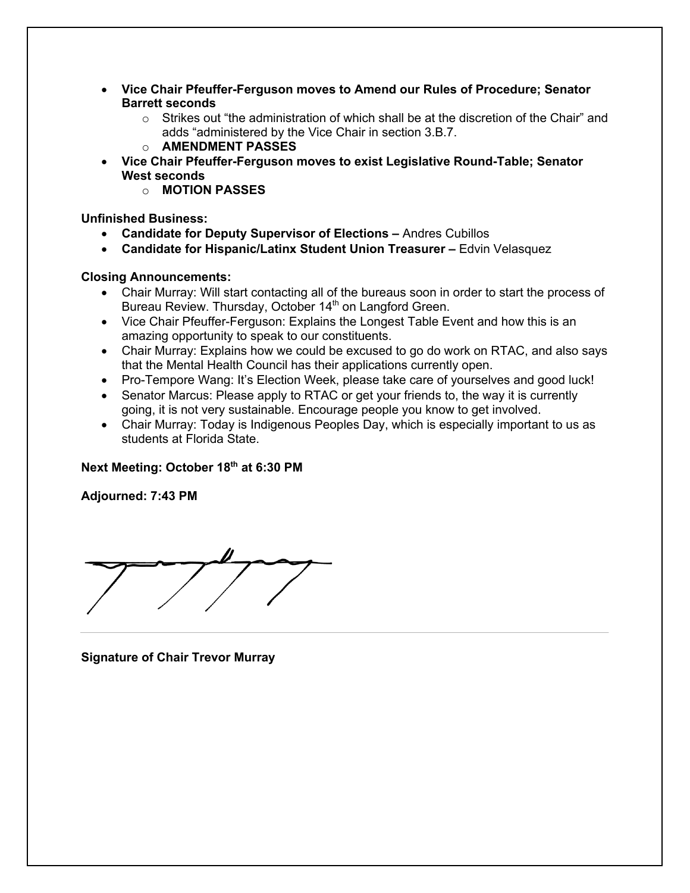- **Vice Chair Pfeuffer-Ferguson moves to Amend our Rules of Procedure; Senator Barrett seconds**
    - Strikes out "the administration of which shall be at the discretion of the Chair" and adds "administered by the Vice Chair in section 3.B.7.
    - **AMENDMENT PASSES**
- **Vice Chair Pfeuffer-Ferguson moves to exist Legislative Round-Table; Senator West seconds**
    - **MOTION PASSES**

**Unfinished Business:**

- **Candidate for Deputy Supervisor of Elections –** Andres Cubillos
- **Candidate for Hispanic/Latinx Student Union Treasurer –** Edvin Velasquez

**Closing Announcements:**

- Chair Murray: Will start contacting all of the bureaus soon in order to start the process of Bureau Review. Thursday, October 14th on Langford Green.
- Vice Chair Pfeuffer-Ferguson: Explains the Longest Table Event and how this is an amazing opportunity to speak to our constituents.
- Chair Murray: Explains how we could be excused to go do work on RTAC, and also says that the Mental Health Council has their applications currently open.
- Pro-Tempore Wang: It's Election Week, please take care of yourselves and good luck!
- Senator Marcus: Please apply to RTAC or get your friends to, the way it is currently going, it is not very sustainable. Encourage people you know to get involved.
- Chair Murray: Today is Indigenous Peoples Day, which is especially important to us as students at Florida State.

**Next Meeting: October 18th at 6:30 PM**

**Adjourned: 7:43 PM**

**Signature of Chair Trevor Murray**